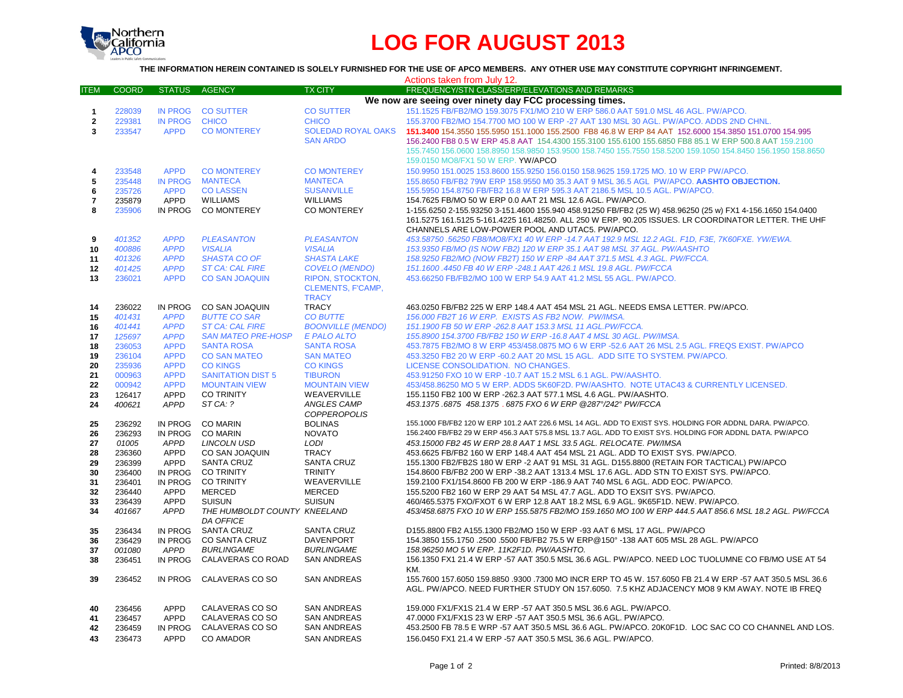# LOG FOR AUGUST 2013

**THE INFORMATION HEREIN CONTAINED IS SOLELY FURNISHED FOR THE USE OF APCO MEMBERS. ANY OTHER USE MAY CONSTITUTE COPYRIGHT INFRINGEMENT.**

Actions taken from July 12.

| ITEM | COORD | STATUS | AGENCY | TX CITY | FREQUENCY/STN CLASS/ERP/ELEVATIONS AND REMARKS |
|---|---|---|---|---|---|
| | | | | | **We now are seeing over ninety day FCC processing times.** |
| 1 | 228039 | IN PROG | CO SUTTER | CO SUTTER | 151.1525 FB/FB2/MO 159.3075 FX1/MO 210 W ERP 586.0 AAT 591.0 MSL 46 AGL. PW/APCO. |
| 2 | 229381 | IN PROG | CHICO | CHICO | 155.3700 FB2/MO 154.7700 MO 100 W ERP -27 AAT 130 MSL 30 AGL. PW/APCO. ADDS 2ND CHNL. |
| 3 | 233547 | APPD | CO MONTEREY | SOLEDAD ROYAL OAKS SAN ARDO | **151.3400** 154.3550 155.5950 151.1000 155.2500 FB8 46.8 W ERP 84 AAT 152.6000 154.3850 151.0700 154.995 156.2400 FB8 0.5 W ERP 45.8 AAT 154.4300 155.3100 155.6100 155.6850 FB8 85.1 W ERP 500.8 AAT 159.2100 155.7450 156.0600 158.8950 158.9850 153.9500 158.7450 155.7550 158.5200 159.1050 154.8450 156.1950 158.8650 159.0150 MO8/FX1 50 W ERP. YW/APCO |
| 4 | 233548 | APPD | CO MONTEREY | CO MONTEREY | 150.9950 151.0025 153.8600 155.9250 156.0150 158.9625 159.1725 MO. 10 W ERP PW/APCO. |
| 5 | 235448 | IN PROG | MANTECA | MANTECA | 155.8650 FB/FB2 79W ERP 158.9550 M0 35.3 AAT 9 MSL 36.5 AGL PW/APCO. **AASHTO OBJECTION.** |
| 6 | 235726 | APPD | CO LASSEN | SUSANVILLE | 155.5950 154.8750 FB/FB2 16.8 W ERP 595.3 AAT 2186.5 MSL 10.5 AGL. PW/APCO. |
| 7 | 235879 | APPD | WILLIAMS | WILLIAMS | 154.7625 FB/MO 50 W ERP 0.0 AAT 21 MSL 12.6 AGL. PW/APCO. |
| 8 | 235906 | IN PROG | CO MONTEREY | CO MONTEREY | 1-155.6250 2-155.93250 3-151.4600 155.940 458.91250 FB/FB2 (25 W) 458.96250 (25 w) FX1 4-156.1650 154.0400 161.5275 161.5125 5-161.4225 161.48250. ALL 250 W ERP. 90.205 ISSUES. LR COORDINATOR LETTER. THE UHF CHANNELS ARE LOW-POWER POOL AND UTAC5. PW/APCO. |
| 9 | *401352* | *APPD* | *PLEASANTON* | *PLEASANTON* | *453.58750 .56250 FB8/MO8/FX1 40 W ERP -14.7 AAT 192.9 MSL 12.2 AGL. F1D, F3E, 7K60FXE. YW/EWA.* |
| 10 | *400886* | *APPD* | *VISALIA* | *VISALIA* | *153.9350 FB/MO (IS NOW FB2) 120 W ERP 35.1 AAT 98 MSL 37 AGL. PW/AASHTO* |
| 11 | *401326* | *APPD* | *SHASTA CO OF* | *SHASTA LAKE* | *158.9250 FB2/MO (NOW FB2T) 150 W ERP -84 AAT 371.5 MSL 4.3 AGL. PW/FCCA.* |
| 12 | *401425* | *APPD* | *ST CA: CAL FIRE* | *COVELO (MENDO)* | *151.1600 .4450 FB 40 W ERP -248.1 AAT 426.1 MSL 19.8 AGL. PW/FCCA* |
| 13 | 236021 | APPD | CO SAN JOAQUIN | RIPON, STOCKTON, CLEMENTS, F'CAMP, TRACY | 453.66250 FB/FB2/MO 100 W ERP 54.9 AAT 41.2 MSL 55 AGL. PW/APCO. |
| 14 | 236022 | IN PROG | CO SAN JOAQUIN | TRACY | 463.0250 FB/FB2 225 W ERP 148.4 AAT 454 MSL 21 AGL. NEEDS EMSA LETTER. PW/APCO. |
| 15 | *401431* | *APPD* | *BUTTE CO SAR* | *CO BUTTE* | *156.000 FB2T 16 W ERP. EXISTS AS FB2 NOW. PW/IMSA.* |
| 16 | *401441* | *APPD* | *ST CA: CAL FIRE* | *BOONVILLE (MENDO)* | *151.1900 FB 50 W ERP -262.8 AAT 153.3 MSL 11 AGL.PW/FCCA.* |
| 17 | *125697* | *APPD* | *SAN MATEO PRE-HOSP* | *E PALO ALTO* | *155.8900 154.3700 FB/FB2 150 W ERP -16.8 AAT 4 MSL 30 AGL. PW/IMSA.* |
| 18 | 236053 | APPD | SANTA ROSA | SANTA ROSA | 453.7875 FB2/MO 8 W ERP 453/458.0875 MO 6 W ERP -52.6 AAT 26 MSL 2.5 AGL. FREQS EXIST. PW/APCO |
| 19 | 236104 | APPD | CO SAN MATEO | SAN MATEO | 453.3250 FB2 20 W ERP -60.2 AAT 20 MSL 15 AGL. ADD SITE TO SYSTEM. PW/APCO. |
| 20 | 235936 | APPD | CO KINGS | CO KINGS | LICENSE CONSOLIDATION. NO CHANGES. |
| 21 | 000963 | APPD | SANITATION DIST 5 | TIBURON | 453.91250 FXO 10 W ERP -10.7 AAT 15.2 MSL 6.1 AGL. PW/AASHTO. |
| 22 | 000942 | APPD | MOUNTAIN VIEW | MOUNTAIN VIEW | 453/458.86250 MO 5 W ERP. ADDS 5K60F2D. PW/AASHTO. NOTE UTAC43 & CURRENTLY LICENSED. |
| 23 | 126417 | APPD | CO TRINITY | WEAVERVILLE | 155.1150 FB2 100 W ERP -262.3 AAT 577.1 MSL 4.6 AGL. PW/AASHTO. |
| 24 | *400621* | *APPD* | *ST CA: ?* | *ANGLES CAMP COPPEROPOLIS* | *453.1375 .6875 458.1375 . 6875 FXO 6 W ERP @287°/242° PW/FCCA* |
| 25 | 236292 | IN PROG | CO MARIN | BOLINAS | 155.1000 FB/FB2 120 W ERP 101.2 AAT 226.6 MSL 14 AGL. ADD TO EXIST SYS. HOLDING FOR ADDNL DARA. PW/APCO. |
| 26 | 236293 | IN PROG | CO MARIN | NOVATO | 156.2400 FB/FB2 29 W ERP 456.3 AAT 575.8 MSL 13.7 AGL. ADD TO EXIST SYS. HOLDING FOR ADDNL DATA. PW/APCO |
| 27 | *01005* | *APPD* | *LINCOLN USD* | *LODI* | *453.15000 FB2 45 W ERP 28.8 AAT 1 MSL 33.5 AGL. RELOCATE. PW/IMSA* |
| 28 | 236360 | APPD | CO SAN JOAQUIN | TRACY | 453.6625 FB/FB2 160 W ERP 148.4 AAT 454 MSL 21 AGL. ADD TO EXIST SYS. PW/APCO. |
| 29 | 236399 | APPD | SANTA CRUZ | SANTA CRUZ | 155.1300 FB2/FB2S 180 W ERP -2 AAT 91 MSL 31 AGL. D155.8800 (RETAIN FOR TACTICAL) PW/APCO |
| 30 | 236400 | IN PROG | CO TRINITY | TRINITY | 154.8600 FB/FB2 200 W ERP -38.2 AAT 1313.4 MSL 17.6 AGL. ADD STN TO EXIST SYS. PW/APCO. |
| 31 | 236401 | IN PROG | CO TRINITY | WEAVERVILLE | 159.2100 FX1/154.8600 FB 200 W ERP -186.9 AAT 740 MSL 6 AGL. ADD EOC. PW/APCO. |
| 32 | 236440 | APPD | MERCED | MERCED | 155.5200 FB2 160 W ERP 29 AAT 54 MSL 47.7 AGL. ADD TO EXSIT SYS. PW/APCO. |
| 33 | 236439 | APPD | SUISUN | SUISUN | 460/465.5375 FXO/FXOT 6 W ERP 12.8 AAT 18.2 MSL 6.9 AGL. 9K65F1D. NEW. PW/APCO. |
| 34 | *401667* | *APPD* | *THE HUMBOLDT COUNTY DA OFFICE* | *KNEELAND* | *453/458.6875 FXO 10 W ERP 155.5875 FB2/MO 159.1650 MO 100 W ERP 444.5 AAT 856.6 MSL 18.2 AGL. PW/FCCA* |
| 35 | 236434 | IN PROG | SANTA CRUZ | SANTA CRUZ | D155.8800 FB2 A155.1300 FB2/MO 150 W ERP -93 AAT 6 MSL 17 AGL. PW/APCO |
| 36 | 236429 | IN PROG | CO SANTA CRUZ | DAVENPORT | 154.3850 155.1750 .2500 .5500 FB/FB2 75.5 W ERP@150° -138 AAT 605 MSL 28 AGL. PW/APCO |
| 37 | *001080* | *APPD* | *BURLINGAME* | *BURLINGAME* | *158.96250 MO 5 W ERP. 11K2F1D. PW/AASHTO.* |
| 38 | 236451 | IN PROG | CALAVERAS CO ROAD | SAN ANDREAS | 156.1350 FX1 21.4 W ERP -57 AAT 350.5 MSL 36.6 AGL. PW/APCO. NEED LOC TUOLUMNE CO FB/MO USE AT 54 KM. |
| 39 | 236452 | IN PROG | CALAVERAS CO SO | SAN ANDREAS | 155.7600 157.6050 159.8850 .9300 .7300 MO INCR ERP TO 45 W. 157.6050 FB 21.4 W ERP -57 AAT 350.5 MSL 36.6 AGL. PW/APCO. NEED FURTHER STUDY ON 157.6050. 7.5 KHZ ADJACENCY MO8 9 KM AWAY. NOTE IB FREQ |
| 40 | 236456 | APPD | CALAVERAS CO SO | SAN ANDREAS | 159.000 FX1/FX1S 21.4 W ERP -57 AAT 350.5 MSL 36.6 AGL. PW/APCO. |
| 41 | 236457 | APPD | CALAVERAS CO SO | SAN ANDREAS | 47.0000 FX1/FX1S 23 W ERP -57 AAT 350.5 MSL 36.6 AGL. PW/APCO. |
| 42 | 236459 | IN PROG | CALAVERAS CO SO | SAN ANDREAS | 453.2500 FB 78.5 E WRP -57 AAT 350.5 MSL 36.6 AGL. PW/APCO. 20K0F1D. LOC SAC CO CO CHANNEL AND LOS. |
| 43 | 236473 | APPD | CO AMADOR | SAN ANDREAS | 156.0450 FX1 21.4 W ERP -57 AAT 350.5 MSL 36.6 AGL. PW/APCO. |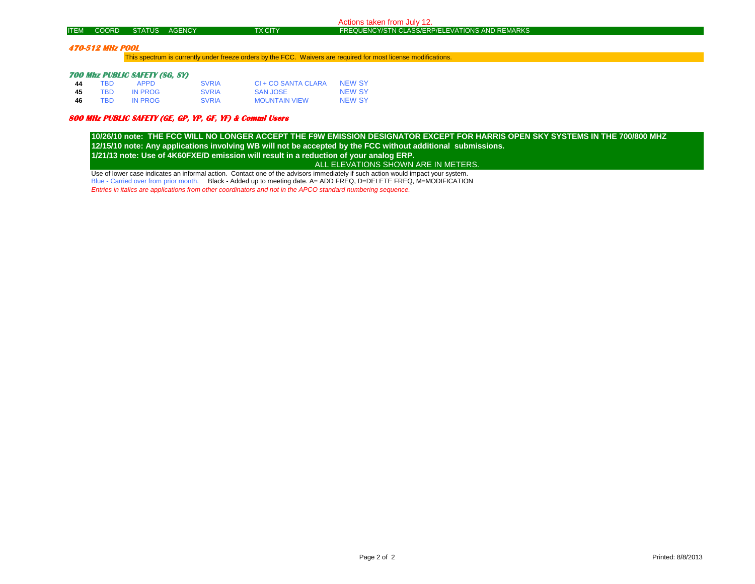Actions taken from July 12.

| ITEM | COORD | STATUS | AGENCY | TX CITY | FREQUENCY/STN CLASS/ERP/ELEVATIONS AND REMARKS |
|---|---|---|---|---|---|

### *470-512 MHz POOL*

This spectrum is currently under freeze orders by the FCC. Waivers are required for most license modifications.

### *700 Mhz PUBLIC SAFETY (SG, SY)*

| ITEM | COORD | STATUS | AGENCY | TX CITY | FREQUENCY/STN CLASS/ERP/ELEVATIONS AND REMARKS |
|---|---|---|---|---|---|
| **44** | TBD | APPD | SVRIA | CI + CO SANTA CLARA | NEW SY |
| **45** | TBD | IN PROG | SVRIA | SAN JOSE | NEW SY |
| **46** | TBD | IN PROG | SVRIA | MOUNTAIN VIEW | NEW SY |

### *800 MHz PUBLIC SAFETY (GE, GP, YP, GF, YF) & Comml Users*

**10/26/10 note: THE FCC WILL NO LONGER ACCEPT THE F9W EMISSION DESIGNATOR EXCEPT FOR HARRIS OPEN SKY SYSTEMS IN THE 700/800 MHZ**
**12/15/10 note: Any applications involving WB will not be accepted by the FCC without additional submissions.**
**1/21/13 note: Use of 4K60FXE/D emission will result in a reduction of your analog ERP.**

ALL ELEVATIONS SHOWN ARE IN METERS.

Use of lower case indicates an informal action. Contact one of the advisors immediately if such action would impact your system.
Blue - Carried over from prior month. Black - Added up to meeting date. A= ADD FREQ, D=DELETE FREQ, M=MODIFICATION
*Entries in italics are applications from other coordinators and not in the APCO standard numbering sequence.*

Printed: 8/8/2013